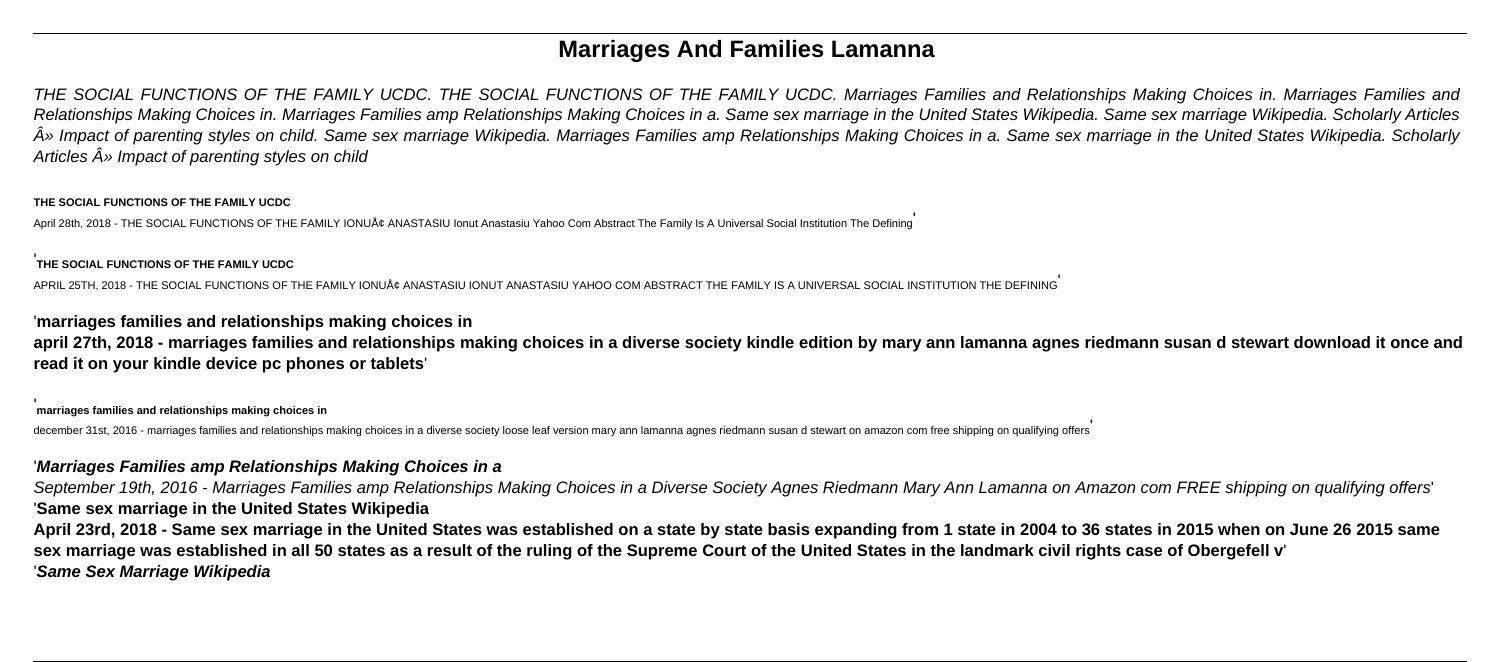# Marriages And Families Lamanna

*THE SOCIAL FUNCTIONS OF THE FAMILY UCDC. THE SOCIAL FUNCTIONS OF THE FAMILY UCDC. Marriages Families and Relationships Making Choices in. Marriages Families and Relationships Making Choices in. Marriages Families amp Relationships Making Choices in a. Same sex marriage in the United States Wikipedia. Same sex marriage Wikipedia. Scholarly Articles Â» Impact of parenting styles on child. Same sex marriage Wikipedia. Marriages Families amp Relationships Making Choices in a. Same sex marriage in the United States Wikipedia. Scholarly Articles Â» Impact of parenting styles on child*

**THE SOCIAL FUNCTIONS OF THE FAMILY UCDC**

April 28th, 2018 - THE SOCIAL FUNCTIONS OF THE FAMILY IONUÅ¢ ANASTASIU Ionut Anastasiu Yahoo Com Abstract The Family Is A Universal Social Institution The Defining'

'**THE SOCIAL FUNCTIONS OF THE FAMILY UCDC**

APRIL 25TH, 2018 - THE SOCIAL FUNCTIONS OF THE FAMILY IONUÅ¢ ANASTASIU IONUT ANASTASIU YAHOO COM ABSTRACT THE FAMILY IS A UNIVERSAL SOCIAL INSTITUTION THE DEFINING'

'**marriages families and relationships making choices in**

**april 27th, 2018 - marriages families and relationships making choices in a diverse society kindle edition by mary ann lamanna agnes riedmann susan d stewart download it once and read it on your kindle device pc phones or tablets**'

'**marriages families and relationships making choices in**

december 31st, 2016 - marriages families and relationships making choices in a diverse society loose leaf version mary ann lamanna agnes riedmann susan d stewart on amazon com free shipping on qualifying offers'

'***Marriages Families amp Relationships Making Choices in a***

*September 19th, 2016 - Marriages Families amp Relationships Making Choices in a Diverse Society Agnes Riedmann Mary Ann Lamanna on Amazon com FREE shipping on qualifying offers*'

'**Same sex marriage in the United States Wikipedia**

**April 23rd, 2018 - Same sex marriage in the United States was established on a state by state basis expanding from 1 state in 2004 to 36 states in 2015 when on June 26 2015 same sex marriage was established in all 50 states as a result of the ruling of the Supreme Court of the United States in the landmark civil rights case of Obergefell v**'

'***Same Sex Marriage Wikipedia***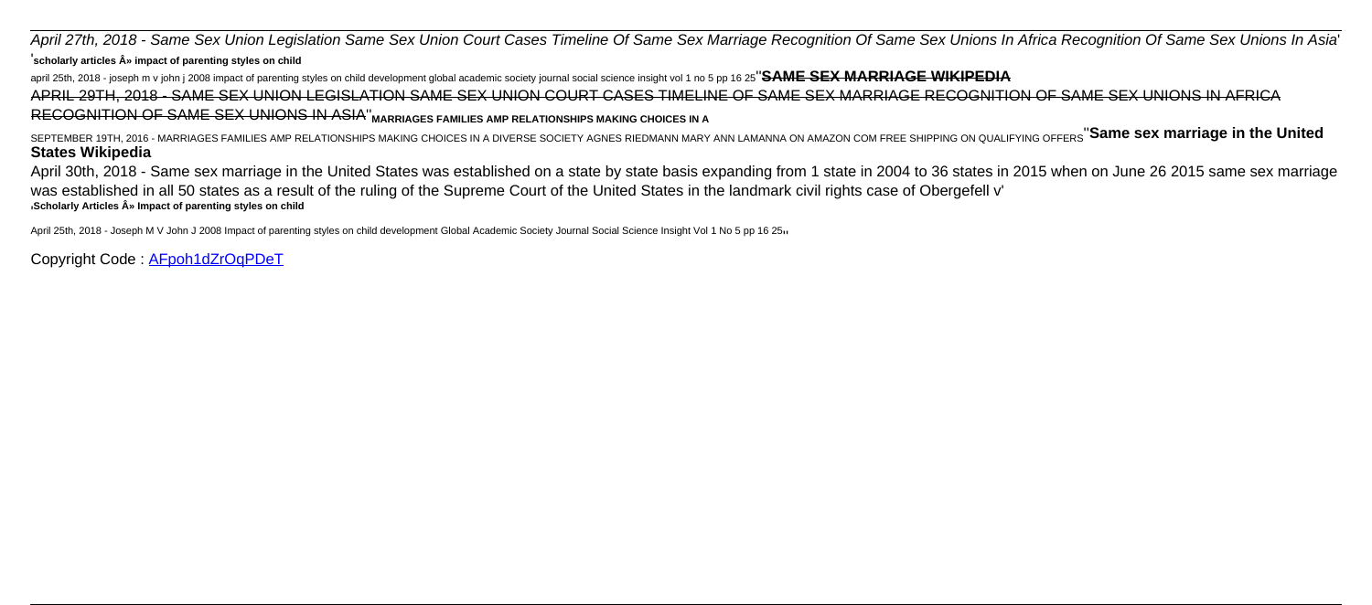*April 27th, 2018 - Same Sex Union Legislation Same Sex Union Court Cases Timeline Of Same Sex Marriage Recognition Of Same Sex Unions In Africa Recognition Of Same Sex Unions In Asia*'

'**scholarly articles Â» impact of parenting styles on child**

april 25th, 2018 - joseph m v john j 2008 impact of parenting styles on child development global academic society journal social science insight vol 1 no 5 pp 16 25''**SAME SEX MARRIAGE WIKIPEDIA**

APRIL 29TH, 2018 - SAME SEX UNION LEGISLATION SAME SEX UNION COURT CASES TIMELINE OF SAME SEX MARRIAGE RECOGNITION OF SAME SEX UNIONS IN AFRICA RECOGNITION OF SAME SEX UNIONS IN ASIA''**MARRIAGES FAMILIES AMP RELATIONSHIPS MAKING CHOICES IN A**

SEPTEMBER 19TH, 2016 - MARRIAGES FAMILIES AMP RELATIONSHIPS MAKING CHOICES IN A DIVERSE SOCIETY AGNES RIEDMANN MARY ANN LAMANNA ON AMAZON COM FREE SHIPPING ON QUALIFYING OFFERS''**Same sex marriage in the United States Wikipedia**

April 30th, 2018 - Same sex marriage in the United States was established on a state by state basis expanding from 1 state in 2004 to 36 states in 2015 when on June 26 2015 same sex marriage was established in all 50 states as a result of the ruling of the Supreme Court of the United States in the landmark civil rights case of Obergefell v'

'**Scholarly Articles Â» Impact of parenting styles on child**

April 25th, 2018 - Joseph M V John J 2008 Impact of parenting styles on child development Global Academic Society Journal Social Science Insight Vol 1 No 5 pp 16 25''

Copyright Code : AFpoh1dZrOqPDeT